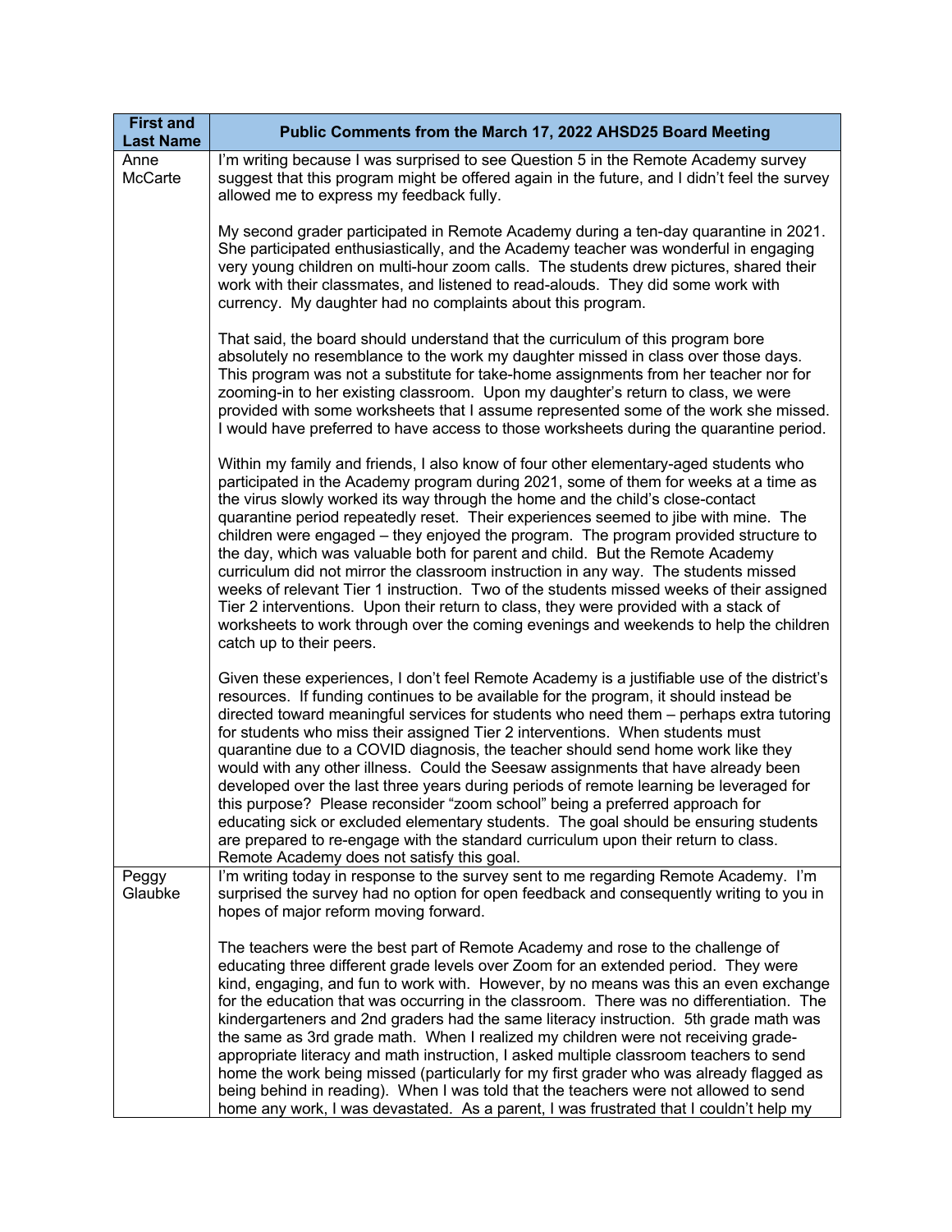| First and Last Name | Public Comments from the March 17, 2022 AHSD25 Board Meeting |
|---|---|
| Anne McCarte | I'm writing because I was surprised to see Question 5 in the Remote Academy survey suggest that this program might be offered again in the future, and I didn't feel the survey allowed me to express my feedback fully.<br><br>My second grader participated in Remote Academy during a ten-day quarantine in 2021. She participated enthusiastically, and the Academy teacher was wonderful in engaging very young children on multi-hour zoom calls. The students drew pictures, shared their work with their classmates, and listened to read-alouds. They did some work with currency. My daughter had no complaints about this program.<br><br>That said, the board should understand that the curriculum of this program bore absolutely no resemblance to the work my daughter missed in class over those days. This program was not a substitute for take-home assignments from her teacher nor for zooming-in to her existing classroom. Upon my daughter's return to class, we were provided with some worksheets that I assume represented some of the work she missed. I would have preferred to have access to those worksheets during the quarantine period.<br><br>Within my family and friends, I also know of four other elementary-aged students who participated in the Academy program during 2021, some of them for weeks at a time as the virus slowly worked its way through the home and the child's close-contact quarantine period repeatedly reset. Their experiences seemed to jibe with mine. The children were engaged – they enjoyed the program. The program provided structure to the day, which was valuable both for parent and child. But the Remote Academy curriculum did not mirror the classroom instruction in any way. The students missed weeks of relevant Tier 1 instruction. Two of the students missed weeks of their assigned Tier 2 interventions. Upon their return to class, they were provided with a stack of worksheets to work through over the coming evenings and weekends to help the children catch up to their peers.<br><br>Given these experiences, I don't feel Remote Academy is a justifiable use of the district's resources. If funding continues to be available for the program, it should instead be directed toward meaningful services for students who need them – perhaps extra tutoring for students who miss their assigned Tier 2 interventions. When students must quarantine due to a COVID diagnosis, the teacher should send home work like they would with any other illness. Could the Seesaw assignments that have already been developed over the last three years during periods of remote learning be leveraged for this purpose? Please reconsider "zoom school" being a preferred approach for educating sick or excluded elementary students. The goal should be ensuring students are prepared to re-engage with the standard curriculum upon their return to class. Remote Academy does not satisfy this goal. |
| Peggy Glaubke | I'm writing today in response to the survey sent to me regarding Remote Academy. I'm surprised the survey had no option for open feedback and consequently writing to you in hopes of major reform moving forward.<br><br>The teachers were the best part of Remote Academy and rose to the challenge of educating three different grade levels over Zoom for an extended period. They were kind, engaging, and fun to work with. However, by no means was this an even exchange for the education that was occurring in the classroom. There was no differentiation. The kindergarteners and 2nd graders had the same literacy instruction. 5th grade math was the same as 3rd grade math. When I realized my children were not receiving grade-appropriate literacy and math instruction, I asked multiple classroom teachers to send home the work being missed (particularly for my first grader who was already flagged as being behind in reading). When I was told that the teachers were not allowed to send home any work, I was devastated. As a parent, I was frustrated that I couldn't help my |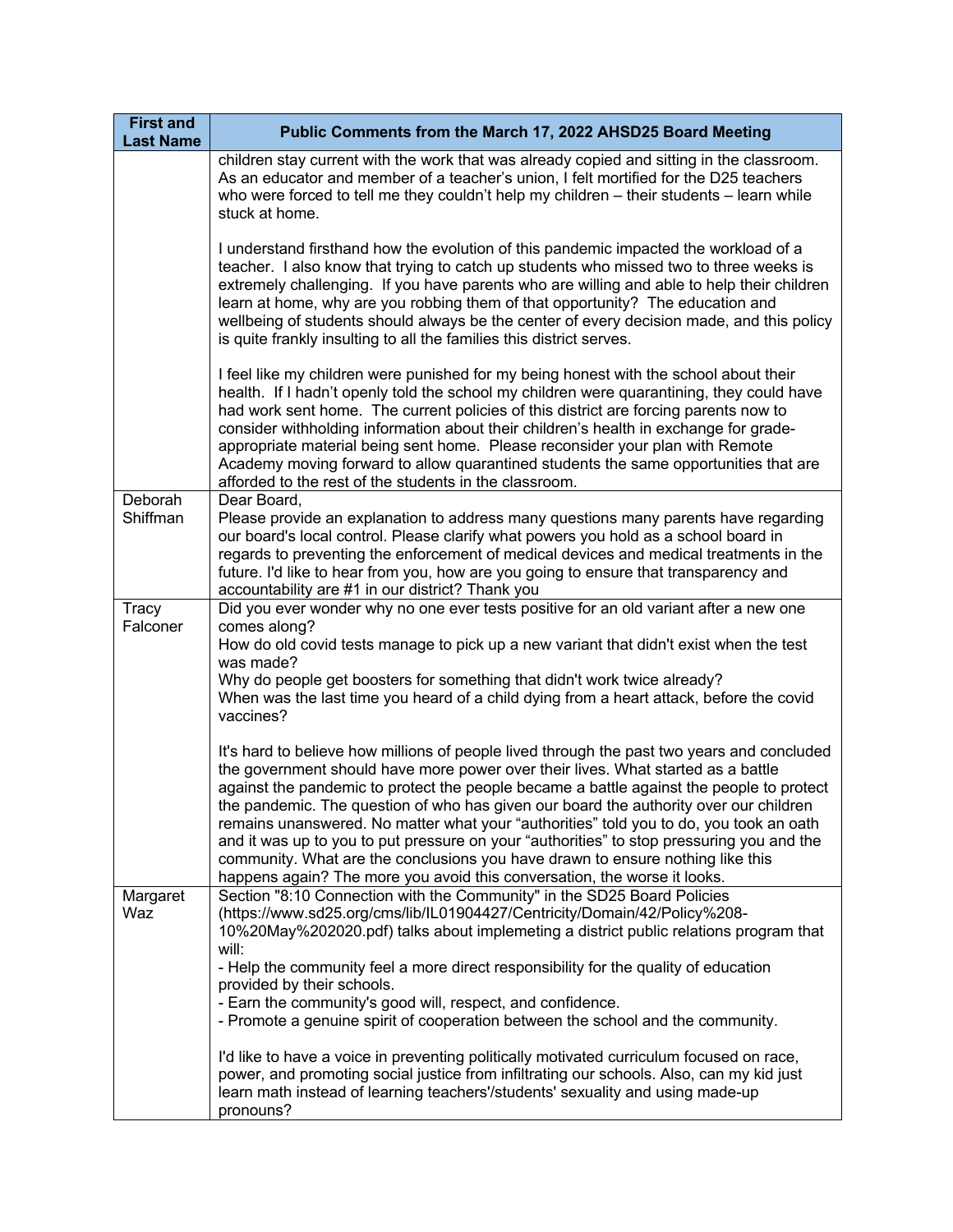| First and Last Name | Public Comments from the March 17, 2022 AHSD25 Board Meeting |
| --- | --- |
| | children stay current with the work that was already copied and sitting in the classroom. As an educator and member of a teacher's union, I felt mortified for the D25 teachers who were forced to tell me they couldn't help my children – their students – learn while stuck at home.<br><br>I understand firsthand how the evolution of this pandemic impacted the workload of a teacher. I also know that trying to catch up students who missed two to three weeks is extremely challenging. If you have parents who are willing and able to help their children learn at home, why are you robbing them of that opportunity? The education and wellbeing of students should always be the center of every decision made, and this policy is quite frankly insulting to all the families this district serves.<br><br>I feel like my children were punished for my being honest with the school about their health. If I hadn't openly told the school my children were quarantining, they could have had work sent home. The current policies of this district are forcing parents now to consider withholding information about their children's health in exchange for grade-appropriate material being sent home. Please reconsider your plan with Remote Academy moving forward to allow quarantined students the same opportunities that are afforded to the rest of the students in the classroom. |
| Deborah Shiffman | Dear Board,<br>Please provide an explanation to address many questions many parents have regarding our board's local control. Please clarify what powers you hold as a school board in regards to preventing the enforcement of medical devices and medical treatments in the future. I'd like to hear from you, how are you going to ensure that transparency and accountability are #1 in our district? Thank you |
| Tracy Falconer | Did you ever wonder why no one ever tests positive for an old variant after a new one comes along?<br>How do old covid tests manage to pick up a new variant that didn't exist when the test was made?<br>Why do people get boosters for something that didn't work twice already?<br>When was the last time you heard of a child dying from a heart attack, before the covid vaccines?<br><br>It's hard to believe how millions of people lived through the past two years and concluded the government should have more power over their lives. What started as a battle against the pandemic to protect the people became a battle against the people to protect the pandemic. The question of who has given our board the authority over our children remains unanswered. No matter what your "authorities" told you to do, you took an oath and it was up to you to put pressure on your "authorities" to stop pressuring you and the community. What are the conclusions you have drawn to ensure nothing like this happens again? The more you avoid this conversation, the worse it looks. |
| Margaret Waz | Section "8:10 Connection with the Community" in the SD25 Board Policies (https://www.sd25.org/cms/lib/IL01904427/Centricity/Domain/42/Policy%208-10%20May%202020.pdf) talks about implemeting a district public relations program that will:<br>- Help the community feel a more direct responsibility for the quality of education provided by their schools.<br>- Earn the community's good will, respect, and confidence.<br>- Promote a genuine spirit of cooperation between the school and the community.<br><br>I'd like to have a voice in preventing politically motivated curriculum focused on race, power, and promoting social justice from infiltrating our schools. Also, can my kid just learn math instead of learning teachers'/students' sexuality and using made-up pronouns? |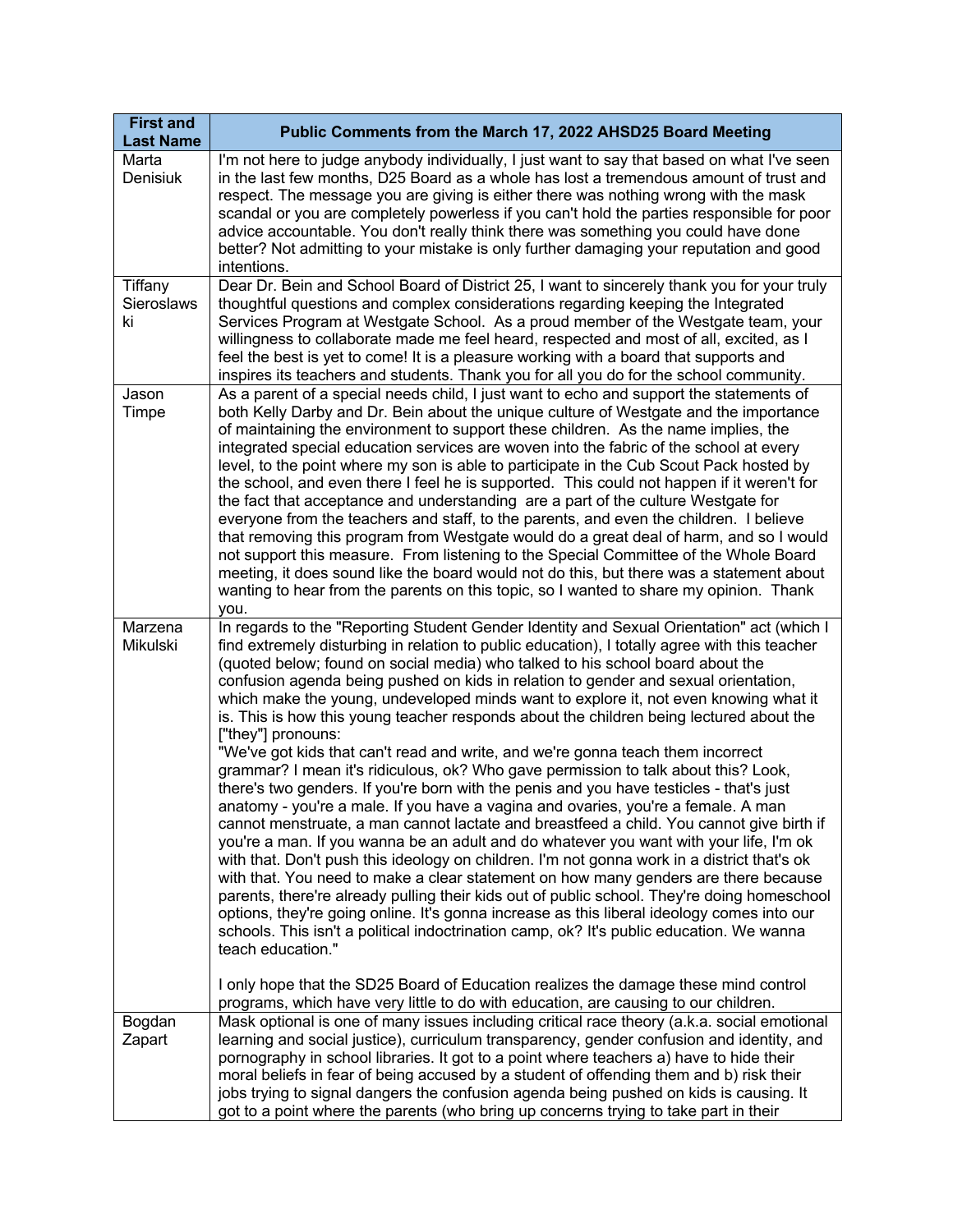| First and Last Name | Public Comments from the March 17, 2022 AHSD25 Board Meeting |
|---|---|
| Marta Denisiuk | I'm not here to judge anybody individually, I just want to say that based on what I've seen in the last few months, D25 Board as a whole has lost a tremendous amount of trust and respect. The message you are giving is either there was nothing wrong with the mask scandal or you are completely powerless if you can't hold the parties responsible for poor advice accountable. You don't really think there was something you could have done better? Not admitting to your mistake is only further damaging your reputation and good intentions. |
| Tiffany Sieroslawski | Dear Dr. Bein and School Board of District 25, I want to sincerely thank you for your truly thoughtful questions and complex considerations regarding keeping the Integrated Services Program at Westgate School. As a proud member of the Westgate team, your willingness to collaborate made me feel heard, respected and most of all, excited, as I feel the best is yet to come! It is a pleasure working with a board that supports and inspires its teachers and students. Thank you for all you do for the school community. |
| Jason Timpe | As a parent of a special needs child, I just want to echo and support the statements of both Kelly Darby and Dr. Bein about the unique culture of Westgate and the importance of maintaining the environment to support these children. As the name implies, the integrated special education services are woven into the fabric of the school at every level, to the point where my son is able to participate in the Cub Scout Pack hosted by the school, and even there I feel he is supported. This could not happen if it weren't for the fact that acceptance and understanding are a part of the culture Westgate for everyone from the teachers and staff, to the parents, and even the children. I believe that removing this program from Westgate would do a great deal of harm, and so I would not support this measure. From listening to the Special Committee of the Whole Board meeting, it does sound like the board would not do this, but there was a statement about wanting to hear from the parents on this topic, so I wanted to share my opinion. Thank you. |
| Marzena Mikulski | In regards to the "Reporting Student Gender Identity and Sexual Orientation" act (which I find extremely disturbing in relation to public education), I totally agree with this teacher (quoted below; found on social media) who talked to his school board about the confusion agenda being pushed on kids in relation to gender and sexual orientation, which make the young, undeveloped minds want to explore it, not even knowing what it is. This is how this young teacher responds about the children being lectured about the ["they"] pronouns:<br>"We've got kids that can't read and write, and we're gonna teach them incorrect grammar? I mean it's ridiculous, ok? Who gave permission to talk about this? Look, there's two genders. If you're born with the penis and you have testicles - that's just anatomy - you're a male. If you have a vagina and ovaries, you're a female. A man cannot menstruate, a man cannot lactate and breastfeed a child. You cannot give birth if you're a man. If you wanna be an adult and do whatever you want with your life, I'm ok with that. Don't push this ideology on children. I'm not gonna work in a district that's ok with that. You need to make a clear statement on how many genders are there because parents, there're already pulling their kids out of public school. They're doing homeschool options, they're going online. It's gonna increase as this liberal ideology comes into our schools. This isn't a political indoctrination camp, ok? It's public education. We wanna teach education."<br><br>I only hope that the SD25 Board of Education realizes the damage these mind control programs, which have very little to do with education, are causing to our children. |
| Bogdan Zapart | Mask optional is one of many issues including critical race theory (a.k.a. social emotional learning and social justice), curriculum transparency, gender confusion and identity, and pornography in school libraries. It got to a point where teachers a) have to hide their moral beliefs in fear of being accused by a student of offending them and b) risk their jobs trying to signal dangers the confusion agenda being pushed on kids is causing. It got to a point where the parents (who bring up concerns trying to take part in their |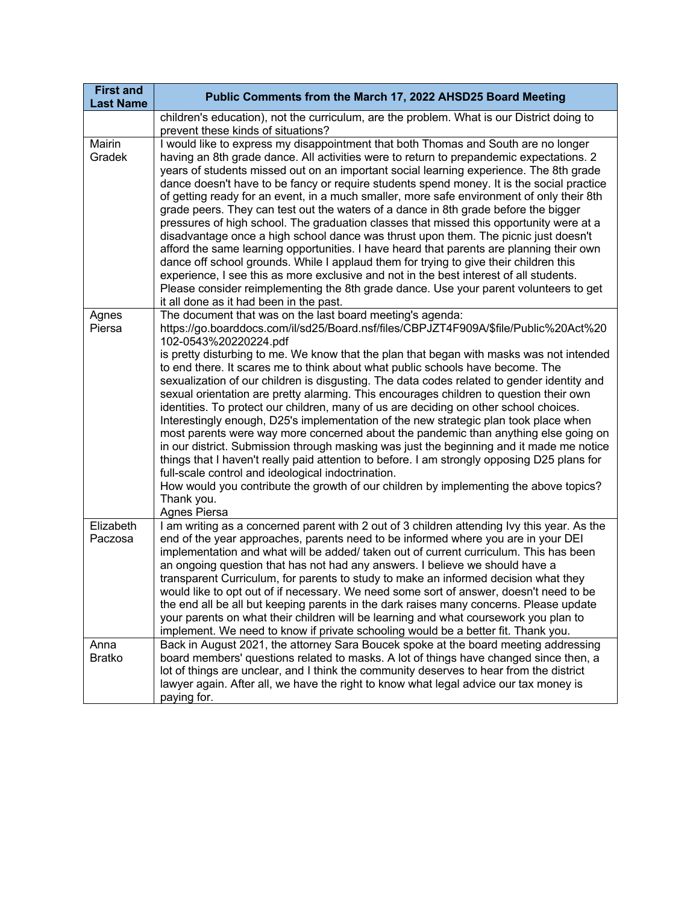| First and Last Name | Public Comments from the March 17, 2022 AHSD25 Board Meeting |
|---|---|
| | children's education), not the curriculum, are the problem. What is our District doing to prevent these kinds of situations? |
| Mairin Gradek | I would like to express my disappointment that both Thomas and South are no longer having an 8th grade dance. All activities were to return to prepandemic expectations. 2 years of students missed out on an important social learning experience. The 8th grade dance doesn't have to be fancy or require students spend money. It is the social practice of getting ready for an event, in a much smaller, more safe environment of only their 8th grade peers. They can test out the waters of a dance in 8th grade before the bigger pressures of high school. The graduation classes that missed this opportunity were at a disadvantage once a high school dance was thrust upon them. The picnic just doesn't afford the same learning opportunities. I have heard that parents are planning their own dance off school grounds. While I applaud them for trying to give their children this experience, I see this as more exclusive and not in the best interest of all students. Please consider reimplementing the 8th grade dance. Use your parent volunteers to get it all done as it had been in the past. |
| Agnes Piersa | The document that was on the last board meeting's agenda: https://go.boarddocs.com/il/sd25/Board.nsf/files/CBPJZT4F909A/$file/Public%20Act%20102-0543%20220224.pdf is pretty disturbing to me. We know that the plan that began with masks was not intended to end there. It scares me to think about what public schools have become. The sexualization of our children is disgusting. The data codes related to gender identity and sexual orientation are pretty alarming. This encourages children to question their own identities. To protect our children, many of us are deciding on other school choices. Interestingly enough, D25's implementation of the new strategic plan took place when most parents were way more concerned about the pandemic than anything else going on in our district. Submission through masking was just the beginning and it made me notice things that I haven't really paid attention to before. I am strongly opposing D25 plans for full-scale control and ideological indoctrination. How would you contribute the growth of our children by implementing the above topics? Thank you. Agnes Piersa |
| Elizabeth Paczosa | I am writing as a concerned parent with 2 out of 3 children attending Ivy this year. As the end of the year approaches, parents need to be informed where you are in your DEI implementation and what will be added/ taken out of current curriculum. This has been an ongoing question that has not had any answers. I believe we should have a transparent Curriculum, for parents to study to make an informed decision what they would like to opt out of if necessary. We need some sort of answer, doesn't need to be the end all be all but keeping parents in the dark raises many concerns. Please update your parents on what their children will be learning and what coursework you plan to implement. We need to know if private schooling would be a better fit. Thank you. |
| Anna Bratko | Back in August 2021, the attorney Sara Boucek spoke at the board meeting addressing board members' questions related to masks. A lot of things have changed since then, a lot of things are unclear, and I think the community deserves to hear from the district lawyer again. After all, we have the right to know what legal advice our tax money is paying for. |